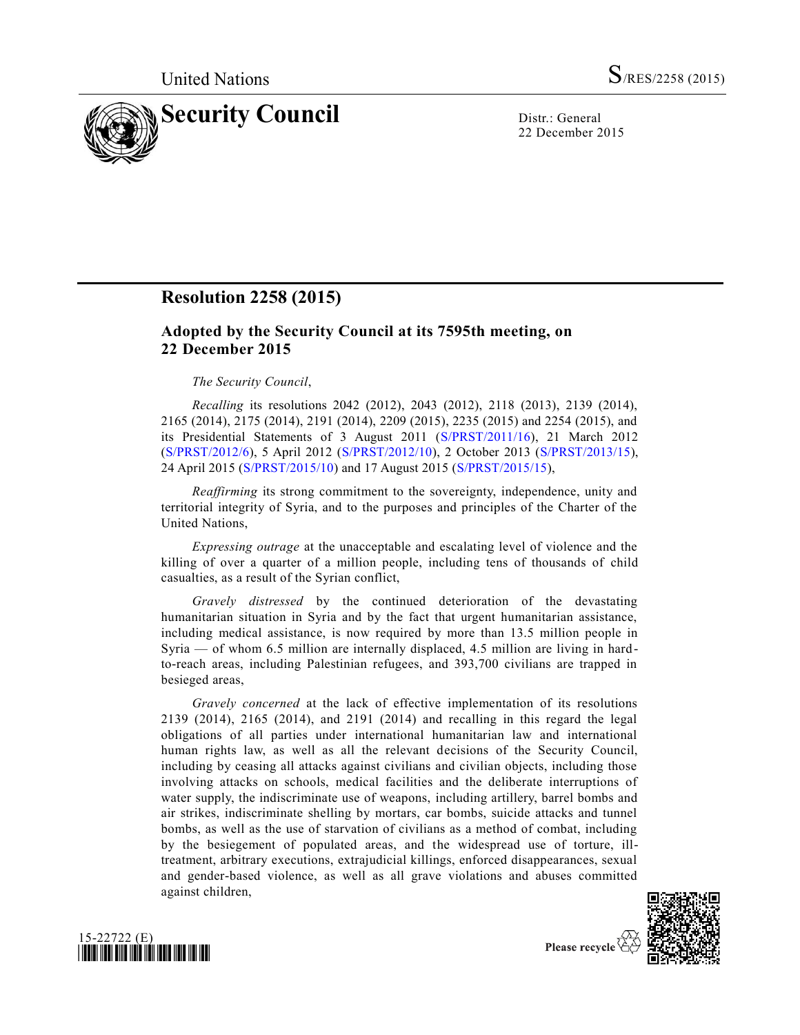# Resolution 2258 (2015)

## Adopted by the Security Council at its 7595th meeting, on 22 December 2015

*The Security Council*,

*Recalling* its resolutions 2042 (2012), 2043 (2012), 2118 (2013), 2139 (2014), 2165 (2014), 2175 (2014), 2191 (2014), 2209 (2015), 2235 (2015) and 2254 (2015), and its Presidential Statements of 3 August 2011 (S/PRST/2011/16), 21 March 2012 (S/PRST/2012/6), 5 April 2012 (S/PRST/2012/10), 2 October 2013 (S/PRST/2013/15), 24 April 2015 (S/PRST/2015/10) and 17 August 2015 (S/PRST/2015/15),

*Reaffirming* its strong commitment to the sovereignty, independence, unity and territorial integrity of Syria, and to the purposes and principles of the Charter of the United Nations,

*Expressing outrage* at the unacceptable and escalating level of violence and the killing of over a quarter of a million people, including tens of thousands of child casualties, as a result of the Syrian conflict,

*Gravely distressed* by the continued deterioration of the devastating humanitarian situation in Syria and by the fact that urgent humanitarian assistance, including medical assistance, is now required by more than 13.5 million people in Syria — of whom 6.5 million are internally displaced, 4.5 million are living in hard-to-reach areas, including Palestinian refugees, and 393,700 civilians are trapped in besieged areas,

*Gravely concerned* at the lack of effective implementation of its resolutions 2139 (2014), 2165 (2014), and 2191 (2014) and recalling in this regard the legal obligations of all parties under international humanitarian law and international human rights law, as well as all the relevant decisions of the Security Council, including by ceasing all attacks against civilians and civilian objects, including those involving attacks on schools, medical facilities and the deliberate interruptions of water supply, the indiscriminate use of weapons, including artillery, barrel bombs and air strikes, indiscriminate shelling by mortars, car bombs, suicide attacks and tunnel bombs, as well as the use of starvation of civilians as a method of combat, including by the besiegement of populated areas, and the widespread use of torture, ill-treatment, arbitrary executions, extrajudicial killings, enforced disappearances, sexual and gender-based violence, as well as all grave violations and abuses committed against children,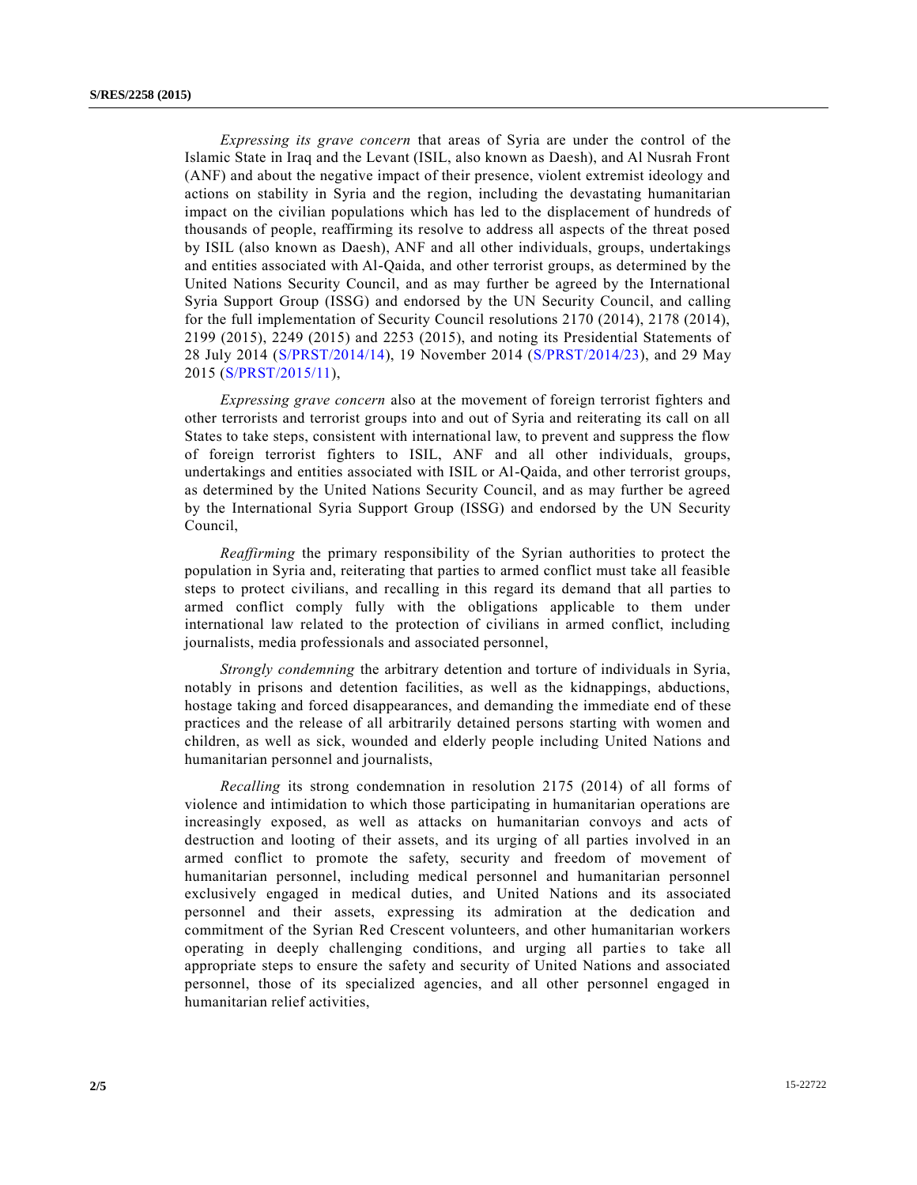*Expressing its grave concern* that areas of Syria are under the control of the Islamic State in Iraq and the Levant (ISIL, also known as Daesh), and Al Nusrah Front (ANF) and about the negative impact of their presence, violent extremist ideology and actions on stability in Syria and the region, including the devastating humanitarian impact on the civilian populations which has led to the displacement of hundreds of thousands of people, reaffirming its resolve to address all aspects of the threat posed by ISIL (also known as Daesh), ANF and all other individuals, groups, undertakings and entities associated with Al-Qaida, and other terrorist groups, as determined by the United Nations Security Council, and as may further be agreed by the International Syria Support Group (ISSG) and endorsed by the UN Security Council, and calling for the full implementation of Security Council resolutions 2170 (2014), 2178 (2014), 2199 (2015), 2249 (2015) and 2253 (2015), and noting its Presidential Statements of 28 July 2014 (S/PRST/2014/14), 19 November 2014 (S/PRST/2014/23), and 29 May 2015 (S/PRST/2015/11),

*Expressing grave concern* also at the movement of foreign terrorist fighters and other terrorists and terrorist groups into and out of Syria and reiterating its call on all States to take steps, consistent with international law, to prevent and suppress the flow of foreign terrorist fighters to ISIL, ANF and all other individuals, groups, undertakings and entities associated with ISIL or Al-Qaida, and other terrorist groups, as determined by the United Nations Security Council, and as may further be agreed by the International Syria Support Group (ISSG) and endorsed by the UN Security Council,

*Reaffirming* the primary responsibility of the Syrian authorities to protect the population in Syria and, reiterating that parties to armed conflict must take all feasible steps to protect civilians, and recalling in this regard its demand that all parties to armed conflict comply fully with the obligations applicable to them under international law related to the protection of civilians in armed conflict, including journalists, media professionals and associated personnel,

*Strongly condemning* the arbitrary detention and torture of individuals in Syria, notably in prisons and detention facilities, as well as the kidnappings, abductions, hostage taking and forced disappearances, and demanding the immediate end of these practices and the release of all arbitrarily detained persons starting with women and children, as well as sick, wounded and elderly people including United Nations and humanitarian personnel and journalists,

*Recalling* its strong condemnation in resolution 2175 (2014) of all forms of violence and intimidation to which those participating in humanitarian operations are increasingly exposed, as well as attacks on humanitarian convoys and acts of destruction and looting of their assets, and its urging of all parties involved in an armed conflict to promote the safety, security and freedom of movement of humanitarian personnel, including medical personnel and humanitarian personnel exclusively engaged in medical duties, and United Nations and its associated personnel and their assets, expressing its admiration at the dedication and commitment of the Syrian Red Crescent volunteers, and other humanitarian workers operating in deeply challenging conditions, and urging all parties to take all appropriate steps to ensure the safety and security of United Nations and associated personnel, those of its specialized agencies, and all other personnel engaged in humanitarian relief activities,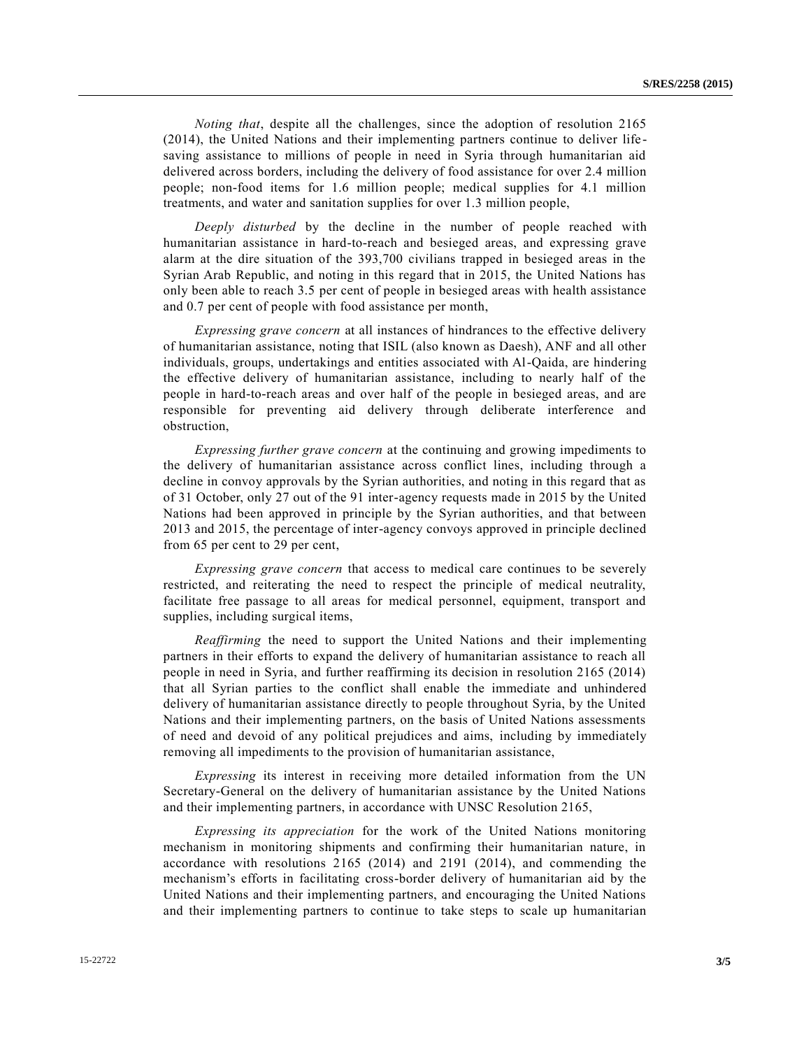*Noting that*, despite all the challenges, since the adoption of resolution 2165 (2014), the United Nations and their implementing partners continue to deliver life-saving assistance to millions of people in need in Syria through humanitarian aid delivered across borders, including the delivery of food assistance for over 2.4 million people; non-food items for 1.6 million people; medical supplies for 4.1 million treatments, and water and sanitation supplies for over 1.3 million people,

*Deeply disturbed* by the decline in the number of people reached with humanitarian assistance in hard-to-reach and besieged areas, and expressing grave alarm at the dire situation of the 393,700 civilians trapped in besieged areas in the Syrian Arab Republic, and noting in this regard that in 2015, the United Nations has only been able to reach 3.5 per cent of people in besieged areas with health assistance and 0.7 per cent of people with food assistance per month,

*Expressing grave concern* at all instances of hindrances to the effective delivery of humanitarian assistance, noting that ISIL (also known as Daesh), ANF and all other individuals, groups, undertakings and entities associated with Al-Qaida, are hindering the effective delivery of humanitarian assistance, including to nearly half of the people in hard-to-reach areas and over half of the people in besieged areas, and are responsible for preventing aid delivery through deliberate interference and obstruction,

*Expressing further grave concern* at the continuing and growing impediments to the delivery of humanitarian assistance across conflict lines, including through a decline in convoy approvals by the Syrian authorities, and noting in this regard that as of 31 October, only 27 out of the 91 inter-agency requests made in 2015 by the United Nations had been approved in principle by the Syrian authorities, and that between 2013 and 2015, the percentage of inter-agency convoys approved in principle declined from 65 per cent to 29 per cent,

*Expressing grave concern* that access to medical care continues to be severely restricted, and reiterating the need to respect the principle of medical neutrality, facilitate free passage to all areas for medical personnel, equipment, transport and supplies, including surgical items,

*Reaffirming* the need to support the United Nations and their implementing partners in their efforts to expand the delivery of humanitarian assistance to reach all people in need in Syria, and further reaffirming its decision in resolution 2165 (2014) that all Syrian parties to the conflict shall enable the immediate and unhindered delivery of humanitarian assistance directly to people throughout Syria, by the United Nations and their implementing partners, on the basis of United Nations assessments of need and devoid of any political prejudices and aims, including by immediately removing all impediments to the provision of humanitarian assistance,

*Expressing* its interest in receiving more detailed information from the UN Secretary-General on the delivery of humanitarian assistance by the United Nations and their implementing partners, in accordance with UNSC Resolution 2165,

*Expressing its appreciation* for the work of the United Nations monitoring mechanism in monitoring shipments and confirming their humanitarian nature, in accordance with resolutions 2165 (2014) and 2191 (2014), and commending the mechanism's efforts in facilitating cross-border delivery of humanitarian aid by the United Nations and their implementing partners, and encouraging the United Nations and their implementing partners to continue to take steps to scale up humanitarian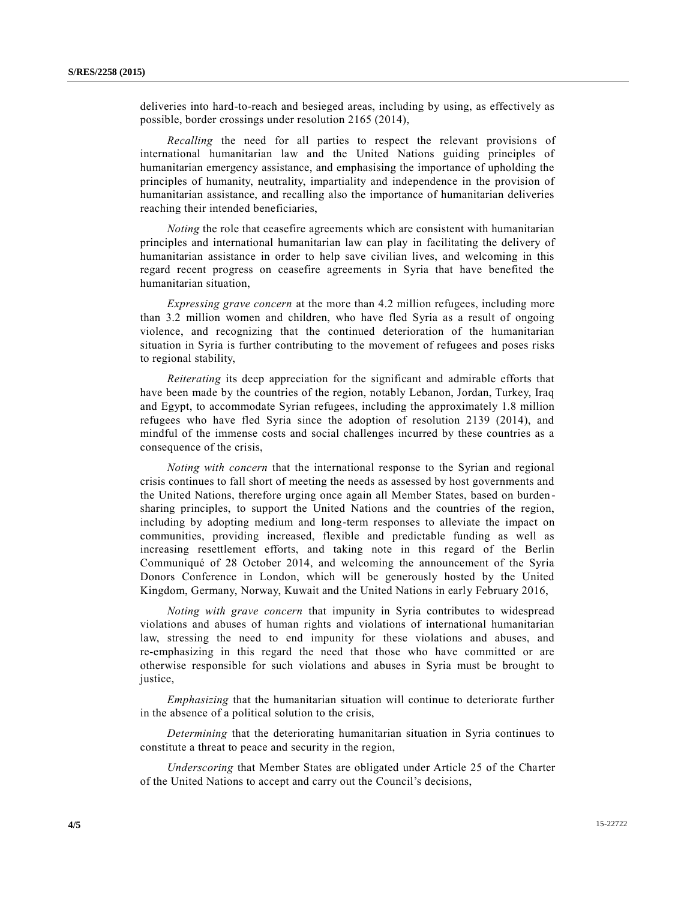deliveries into hard-to-reach and besieged areas, including by using, as effectively as possible, border crossings under resolution 2165 (2014),

*Recalling* the need for all parties to respect the relevant provisions of international humanitarian law and the United Nations guiding principles of humanitarian emergency assistance, and emphasising the importance of upholding the principles of humanity, neutrality, impartiality and independence in the provision of humanitarian assistance, and recalling also the importance of humanitarian deliveries reaching their intended beneficiaries,

*Noting* the role that ceasefire agreements which are consistent with humanitarian principles and international humanitarian law can play in facilitating the delivery of humanitarian assistance in order to help save civilian lives, and welcoming in this regard recent progress on ceasefire agreements in Syria that have benefited the humanitarian situation,

*Expressing grave concern* at the more than 4.2 million refugees, including more than 3.2 million women and children, who have fled Syria as a result of ongoing violence, and recognizing that the continued deterioration of the humanitarian situation in Syria is further contributing to the movement of refugees and poses risks to regional stability,

*Reiterating* its deep appreciation for the significant and admirable efforts that have been made by the countries of the region, notably Lebanon, Jordan, Turkey, Iraq and Egypt, to accommodate Syrian refugees, including the approximately 1.8 million refugees who have fled Syria since the adoption of resolution 2139 (2014), and mindful of the immense costs and social challenges incurred by these countries as a consequence of the crisis,

*Noting with concern* that the international response to the Syrian and regional crisis continues to fall short of meeting the needs as assessed by host governments and the United Nations, therefore urging once again all Member States, based on burden-sharing principles, to support the United Nations and the countries of the region, including by adopting medium and long-term responses to alleviate the impact on communities, providing increased, flexible and predictable funding as well as increasing resettlement efforts, and taking note in this regard of the Berlin Communiqué of 28 October 2014, and welcoming the announcement of the Syria Donors Conference in London, which will be generously hosted by the United Kingdom, Germany, Norway, Kuwait and the United Nations in early February 2016,

*Noting with grave concern* that impunity in Syria contributes to widespread violations and abuses of human rights and violations of international humanitarian law, stressing the need to end impunity for these violations and abuses, and re-emphasizing in this regard the need that those who have committed or are otherwise responsible for such violations and abuses in Syria must be brought to justice,

*Emphasizing* that the humanitarian situation will continue to deteriorate further in the absence of a political solution to the crisis,

*Determining* that the deteriorating humanitarian situation in Syria continues to constitute a threat to peace and security in the region,

*Underscoring* that Member States are obligated under Article 25 of the Charter of the United Nations to accept and carry out the Council's decisions,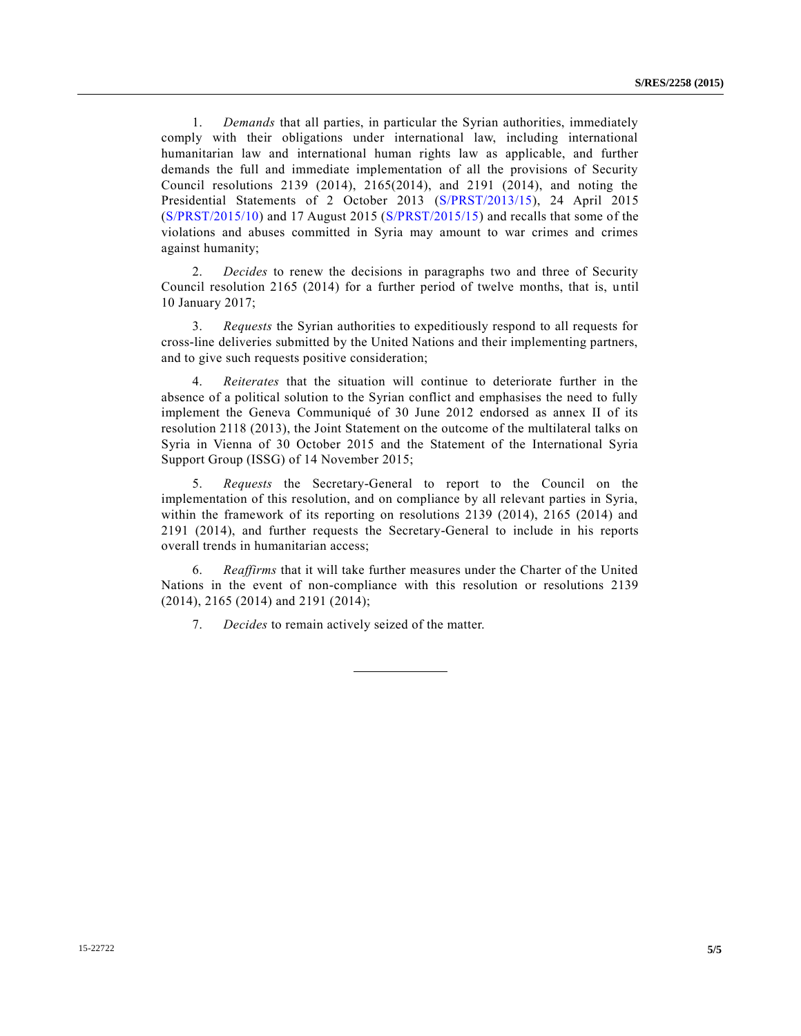1. *Demands* that all parties, in particular the Syrian authorities, immediately comply with their obligations under international law, including international humanitarian law and international human rights law as applicable, and further demands the full and immediate implementation of all the provisions of Security Council resolutions 2139 (2014), 2165(2014), and 2191 (2014), and noting the Presidential Statements of 2 October 2013 (S/PRST/2013/15), 24 April 2015 (S/PRST/2015/10) and 17 August 2015 (S/PRST/2015/15) and recalls that some of the violations and abuses committed in Syria may amount to war crimes and crimes against humanity;

2. *Decides* to renew the decisions in paragraphs two and three of Security Council resolution 2165 (2014) for a further period of twelve months, that is, until 10 January 2017;

3. *Requests* the Syrian authorities to expeditiously respond to all requests for cross-line deliveries submitted by the United Nations and their implementing partners, and to give such requests positive consideration;

4. *Reiterates* that the situation will continue to deteriorate further in the absence of a political solution to the Syrian conflict and emphasises the need to fully implement the Geneva Communiqué of 30 June 2012 endorsed as annex II of its resolution 2118 (2013), the Joint Statement on the outcome of the multilateral talks on Syria in Vienna of 30 October 2015 and the Statement of the International Syria Support Group (ISSG) of 14 November 2015;

5. *Requests* the Secretary-General to report to the Council on the implementation of this resolution, and on compliance by all relevant parties in Syria, within the framework of its reporting on resolutions 2139 (2014), 2165 (2014) and 2191 (2014), and further requests the Secretary-General to include in his reports overall trends in humanitarian access;

6. *Reaffirms* that it will take further measures under the Charter of the United Nations in the event of non-compliance with this resolution or resolutions 2139 (2014), 2165 (2014) and 2191 (2014);

7. *Decides* to remain actively seized of the matter.